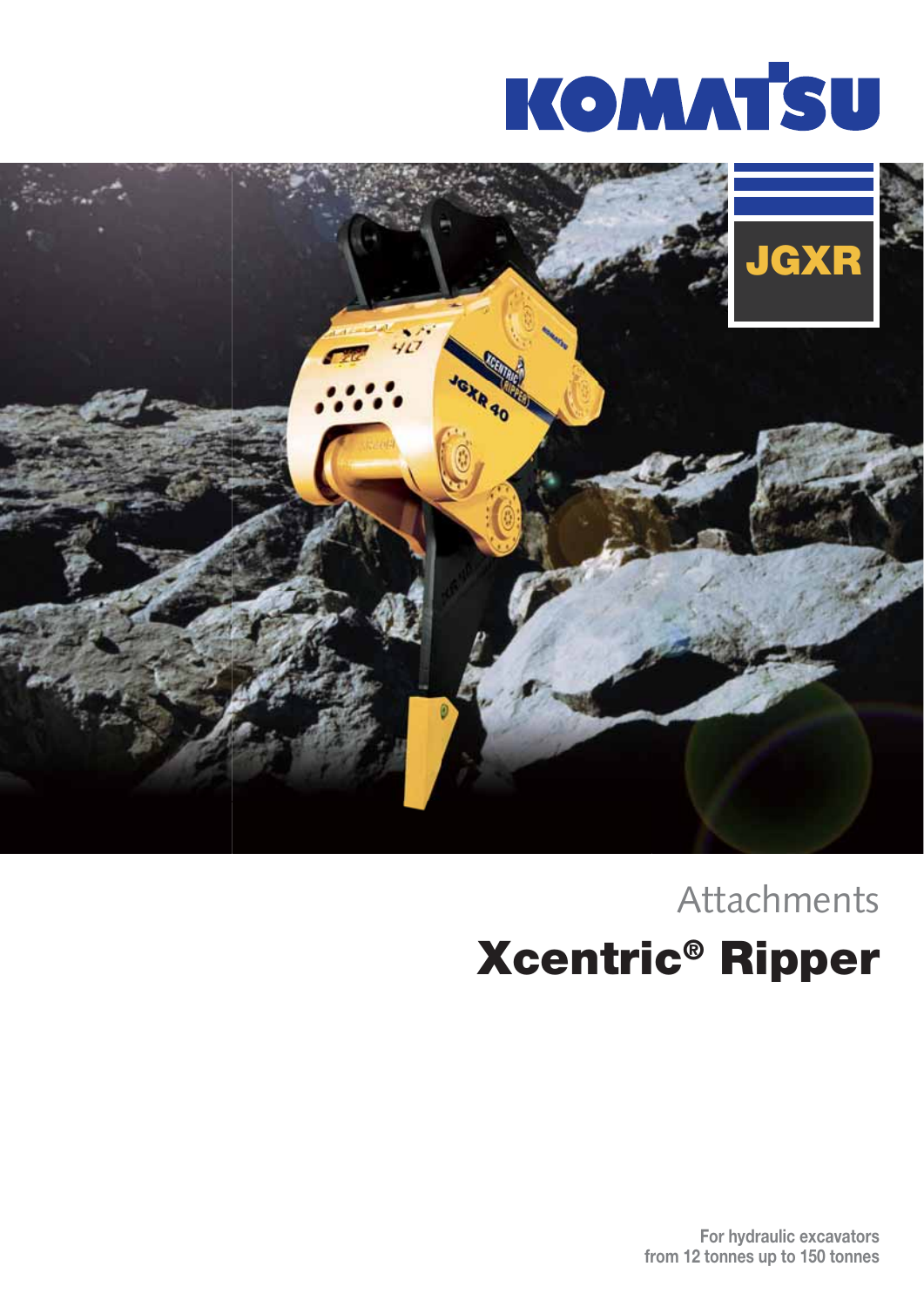KOMATSU

JGXR

Attachments

# Xcentric® Ripper

**For hydraulic excavators from 12 tonnes up to 150 tonnes**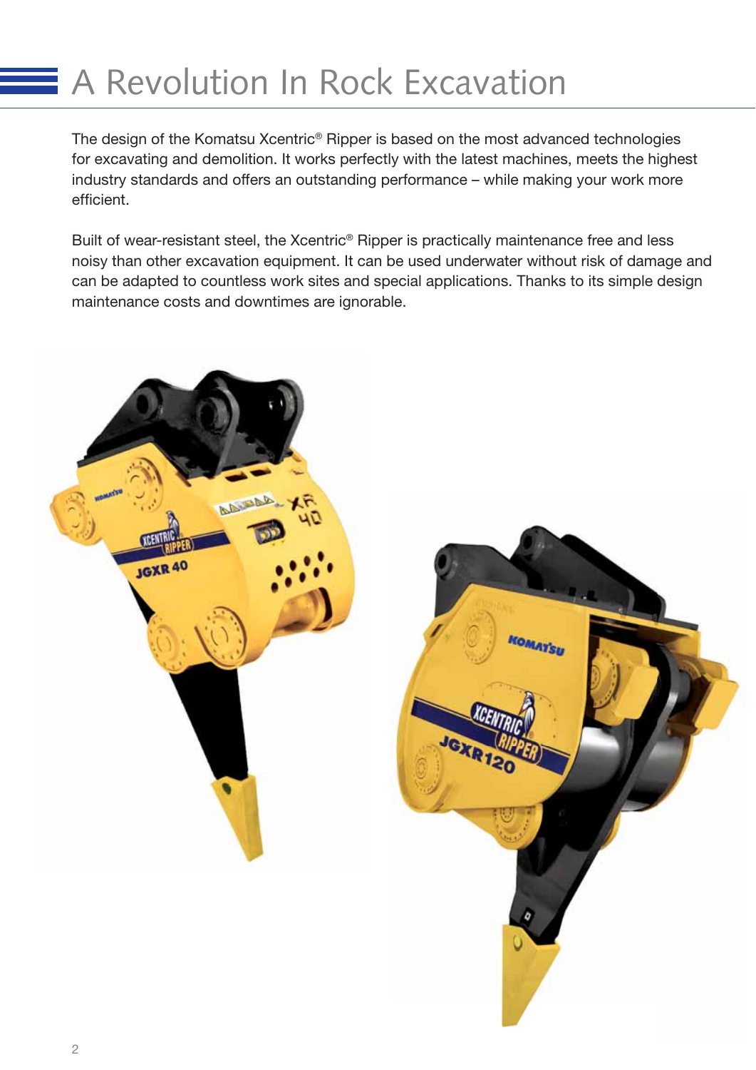# A Revolution In Rock Excavation

The design of the Komatsu Xcentric® Ripper is based on the most advanced technologies for excavating and demolition. It works perfectly with the latest machines, meets the highest industry standards and offers an outstanding performance – while making your work more efficient.

Built of wear-resistant steel, the Xcentric® Ripper is practically maintenance free and less noisy than other excavation equipment. It can be used underwater without risk of damage and can be adapted to countless work sites and special applications. Thanks to its simple design maintenance costs and downtimes are ignorable.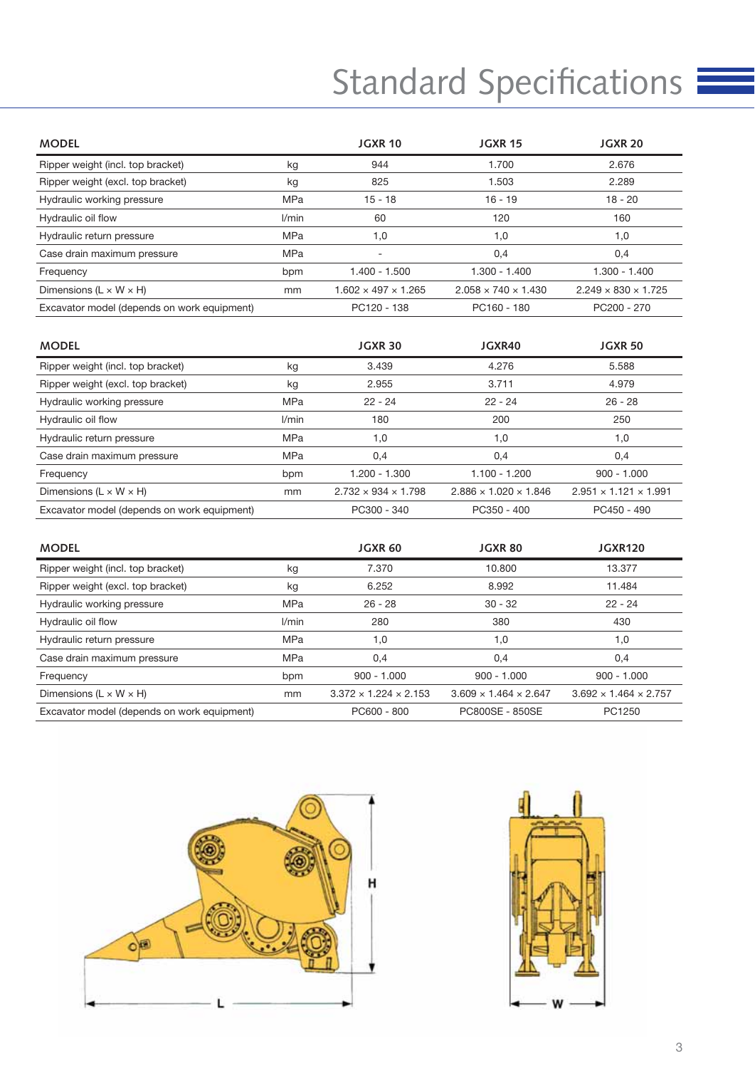# Standard Specifications

| MODEL | | JGXR 10 | JGXR 15 | JGXR 20 |
|---|---|---|---|---|
| Ripper weight (incl. top bracket) | kg | 944 | 1.700 | 2.676 |
| Ripper weight (excl. top bracket) | kg | 825 | 1.503 | 2.289 |
| Hydraulic working pressure | MPa | 15 - 18 | 16 - 19 | 18 - 20 |
| Hydraulic oil flow | l/min | 60 | 120 | 160 |
| Hydraulic return pressure | MPa | 1,0 | 1,0 | 1,0 |
| Case drain maximum pressure | MPa | - | 0,4 | 0,4 |
| Frequency | bpm | 1.400 - 1.500 | 1.300 - 1.400 | 1.300 - 1.400 |
| Dimensions (L × W × H) | mm | 1.602 × 497 × 1.265 | 2.058 × 740 × 1.430 | 2.249 × 830 × 1.725 |
| Excavator model (depends on work equipment) | | PC120 - 138 | PC160 - 180 | PC200 - 270 |

| MODEL | | JGXR 30 | JGXR40 | JGXR 50 |
|---|---|---|---|---|
| Ripper weight (incl. top bracket) | kg | 3.439 | 4.276 | 5.588 |
| Ripper weight (excl. top bracket) | kg | 2.955 | 3.711 | 4.979 |
| Hydraulic working pressure | MPa | 22 - 24 | 22 - 24 | 26 - 28 |
| Hydraulic oil flow | l/min | 180 | 200 | 250 |
| Hydraulic return pressure | MPa | 1,0 | 1,0 | 1,0 |
| Case drain maximum pressure | MPa | 0,4 | 0,4 | 0,4 |
| Frequency | bpm | 1.200 - 1.300 | 1.100 - 1.200 | 900 - 1.000 |
| Dimensions (L × W × H) | mm | 2.732 × 934 × 1.798 | 2.886 × 1.020 × 1.846 | 2.951 × 1.121 × 1.991 |
| Excavator model (depends on work equipment) | | PC300 - 340 | PC350 - 400 | PC450 - 490 |

| MODEL | | JGXR 60 | JGXR 80 | JGXR120 |
|---|---|---|---|---|
| Ripper weight (incl. top bracket) | kg | 7.370 | 10.800 | 13.377 |
| Ripper weight (excl. top bracket) | kg | 6.252 | 8.992 | 11.484 |
| Hydraulic working pressure | MPa | 26 - 28 | 30 - 32 | 22 - 24 |
| Hydraulic oil flow | l/min | 280 | 380 | 430 |
| Hydraulic return pressure | MPa | 1,0 | 1,0 | 1,0 |
| Case drain maximum pressure | MPa | 0,4 | 0,4 | 0,4 |
| Frequency | bpm | 900 - 1.000 | 900 - 1.000 | 900 - 1.000 |
| Dimensions (L × W × H) | mm | 3.372 × 1.224 × 2.153 | 3.609 × 1.464 × 2.647 | 3.692 × 1.464 × 2.757 |
| Excavator model (depends on work equipment) | | PC600 - 800 | PC800SE - 850SE | PC1250 |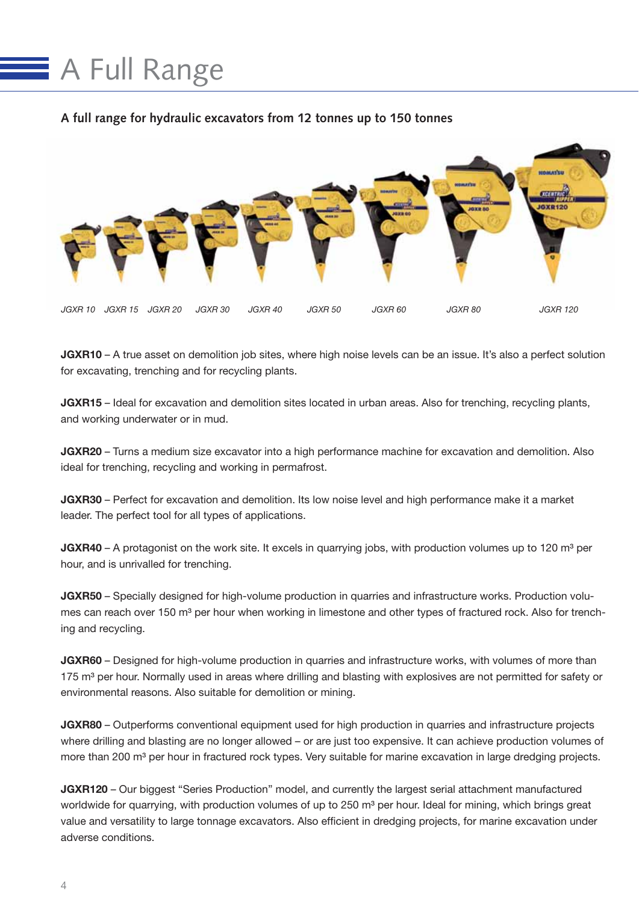# A Full Range

**A full range for hydraulic excavators from 12 tonnes up to 150 tonnes**

*JGXR 10 JGXR 15 JGXR 20 JGXR 30 JGXR 40 JGXR 50 JGXR 60 JGXR 80 JGXR 120*

**JGXR10** – A true asset on demolition job sites, where high noise levels can be an issue. It's also a perfect solution for excavating, trenching and for recycling plants.

**JGXR15** – Ideal for excavation and demolition sites located in urban areas. Also for trenching, recycling plants, and working underwater or in mud.

**JGXR20** – Turns a medium size excavator into a high performance machine for excavation and demolition. Also ideal for trenching, recycling and working in permafrost.

**JGXR30** – Perfect for excavation and demolition. Its low noise level and high performance make it a market leader. The perfect tool for all types of applications.

**JGXR40** – A protagonist on the work site. It excels in quarrying jobs, with production volumes up to 120 m³ per hour, and is unrivalled for trenching.

**JGXR50** – Specially designed for high-volume production in quarries and infrastructure works. Production volumes can reach over 150 m³ per hour when working in limestone and other types of fractured rock. Also for trenching and recycling.

**JGXR60** – Designed for high-volume production in quarries and infrastructure works, with volumes of more than 175 m³ per hour. Normally used in areas where drilling and blasting with explosives are not permitted for safety or environmental reasons. Also suitable for demolition or mining.

**JGXR80** – Outperforms conventional equipment used for high production in quarries and infrastructure projects where drilling and blasting are no longer allowed – or are just too expensive. It can achieve production volumes of more than 200 m³ per hour in fractured rock types. Very suitable for marine excavation in large dredging projects.

**JGXR120** – Our biggest "Series Production" model, and currently the largest serial attachment manufactured worldwide for quarrying, with production volumes of up to 250 m³ per hour. Ideal for mining, which brings great value and versatility to large tonnage excavators. Also efficient in dredging projects, for marine excavation under adverse conditions.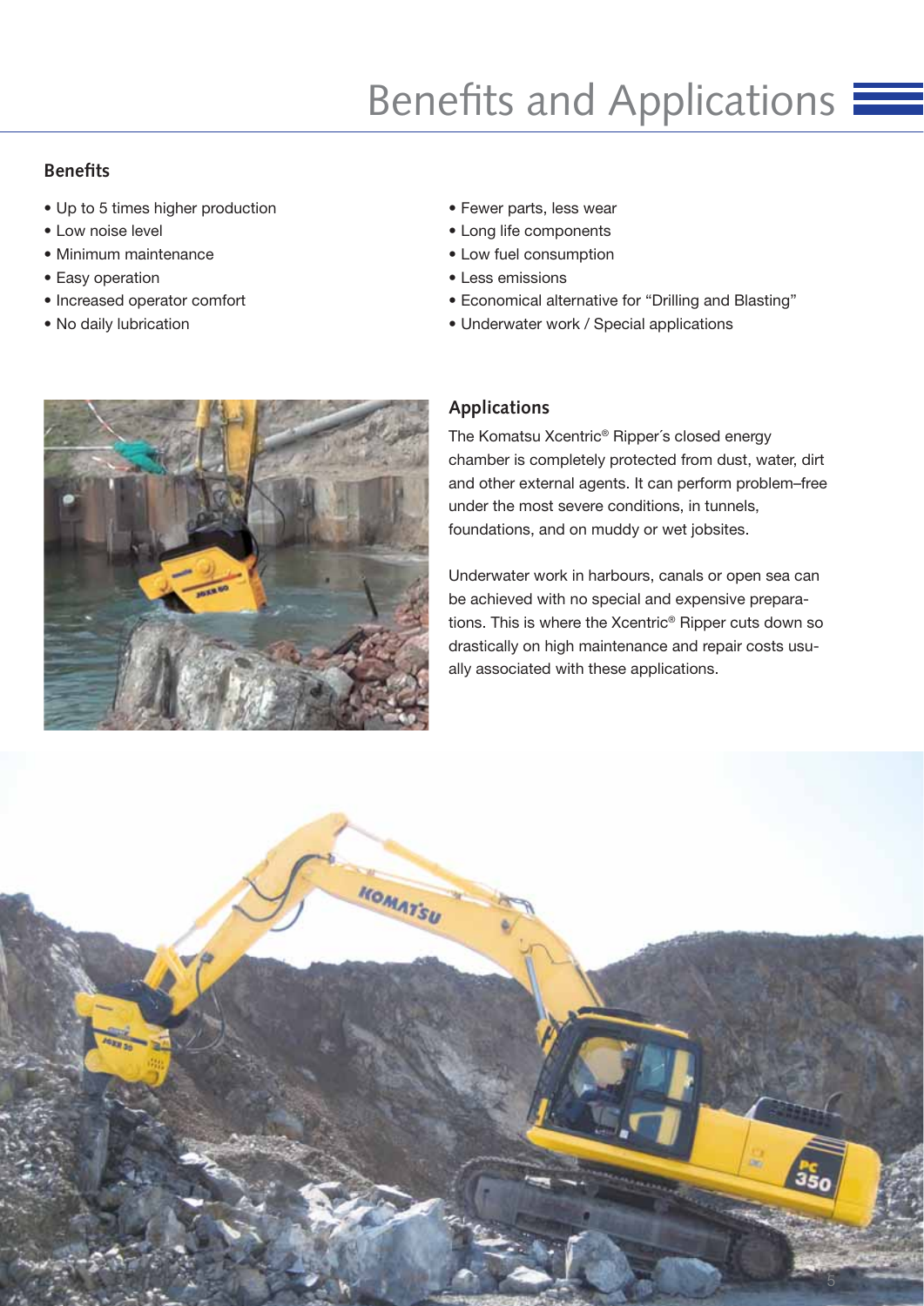# Benefits and Applications

## Benefits

- Up to 5 times higher production
- Low noise level
- Minimum maintenance
- Easy operation
- Increased operator comfort
- No daily lubrication
- Fewer parts, less wear
- Long life components
- Low fuel consumption
- Less emissions
- Economical alternative for "Drilling and Blasting"
- Underwater work / Special applications

## Applications

The Komatsu Xcentric® Ripper´s closed energy chamber is completely protected from dust, water, dirt and other external agents. It can perform problem–free under the most severe conditions, in tunnels, foundations, and on muddy or wet jobsites.

Underwater work in harbours, canals or open sea can be achieved with no special and expensive preparations. This is where the Xcentric® Ripper cuts down so drastically on high maintenance and repair costs usually associated with these applications.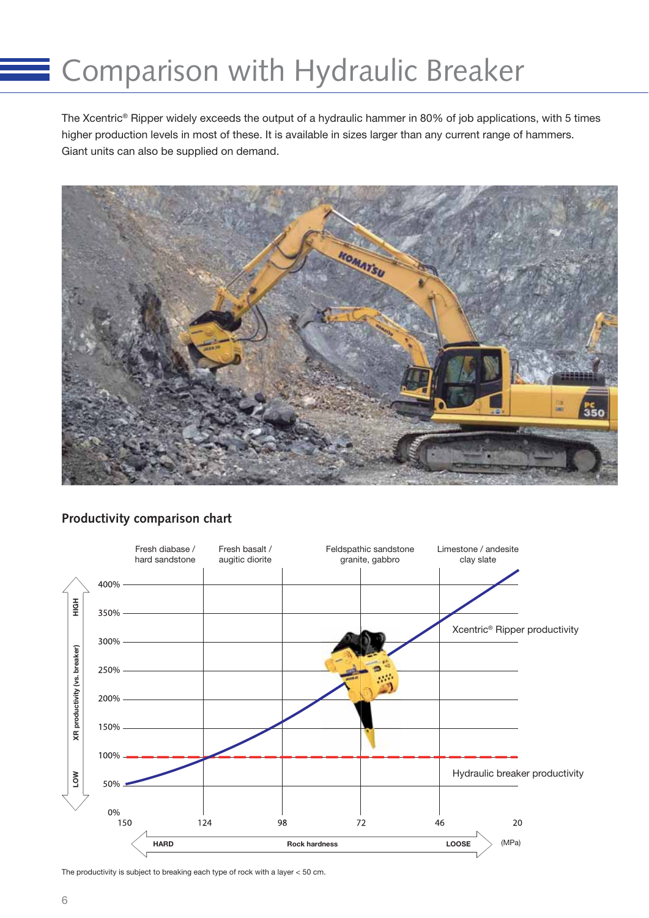# Comparison with Hydraulic Breaker

The Xcentric® Ripper widely exceeds the output of a hydraulic hammer in 80% of job applications, with 5 times higher production levels in most of these. It is available in sizes larger than any current range of hammers. Giant units can also be supplied on demand.

## Productivity comparison chart

Fresh diabase / hard sandstone — Fresh basalt / augitic diorite — Feldspathic sandstone granite, gabbro — Limestone / andesite clay slate

XR productivity (vs. breaker): LOW – HIGH (0%, 50%, 100%, 150%, 200%, 250%, 300%, 350%, 400%)

Xcentric® Ripper productivity

Hydraulic breaker productivity

Rock hardness (MPa): HARD 150 – 124 – 98 – 72 – 46 – 20 LOOSE

The productivity is subject to breaking each type of rock with a layer < 50 cm.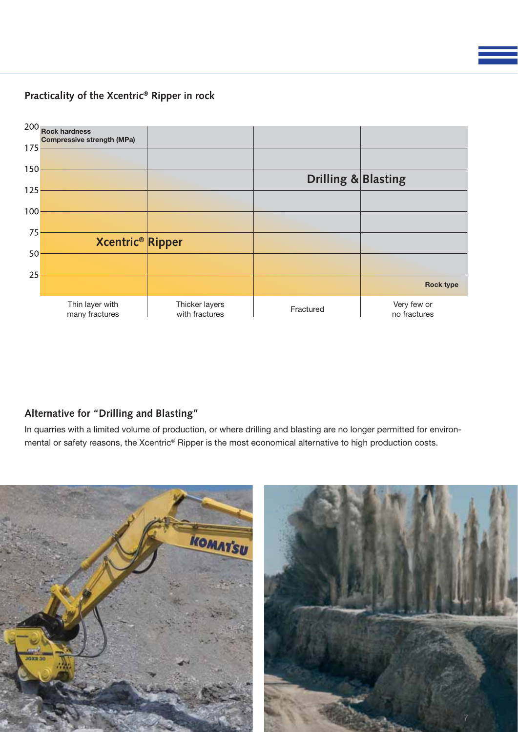## Practicality of the Xcentric® Ripper in rock

Rock hardness
Compressive strength (MPa)

200
175
150
125
100
75
50
25

Drilling & Blasting

Xcentric® Ripper

Rock type

Thin layer with many fractures | Thicker layers with fractures | Fractured | Very few or no fractures

## Alternative for "Drilling and Blasting"

In quarries with a limited volume of production, or where drilling and blasting are no longer permitted for environmental or safety reasons, the Xcentric® Ripper is the most economical alternative to high production costs.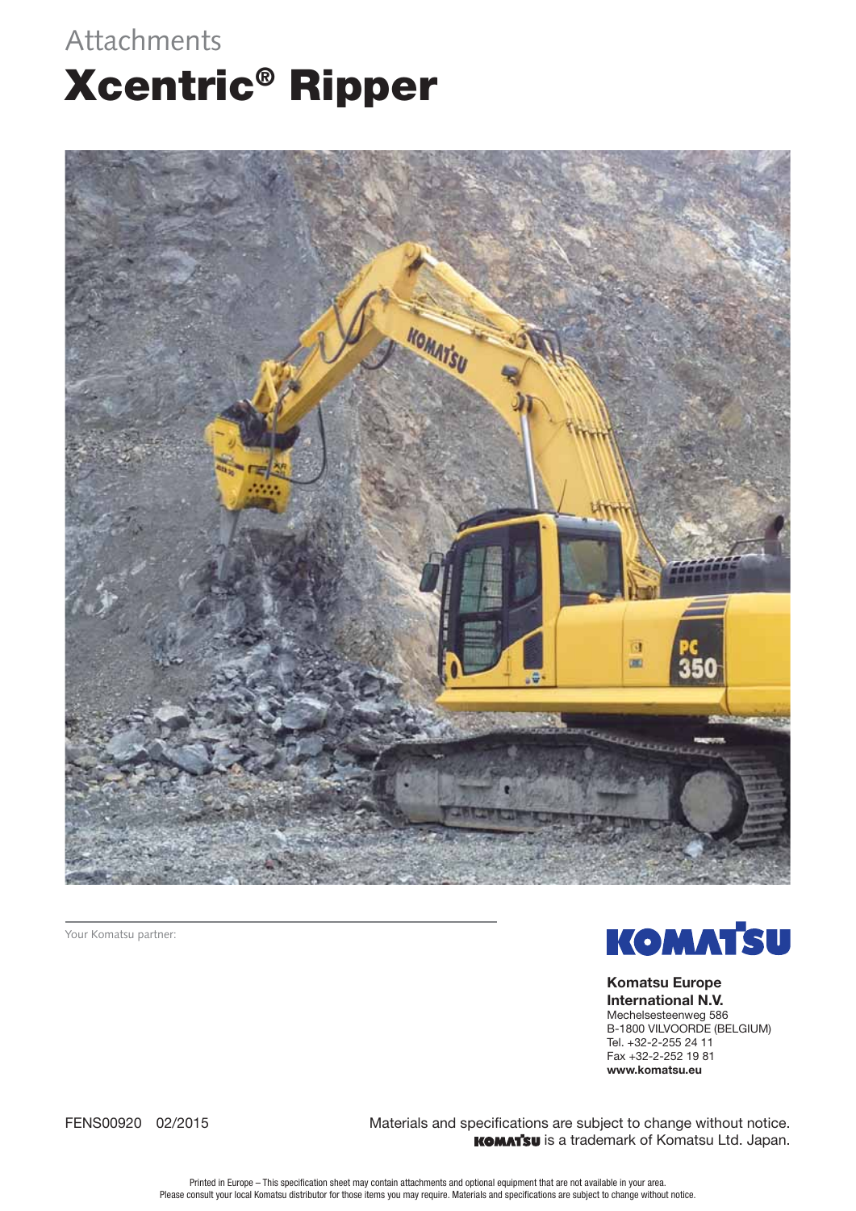Attachments

# Xcentric® Ripper

Your Komatsu partner:

KOMATSU

**Komatsu Europe International N.V.**
Mechelsesteenweg 586
B-1800 VILVOORDE (BELGIUM)
Tel. +32-2-255 24 11
Fax +32-2-252 19 81
**www.komatsu.eu**

FENS00920 02/2015

Materials and specifications are subject to change without notice.
**KOMATSU** is a trademark of Komatsu Ltd. Japan.

Printed in Europe – This specification sheet may contain attachments and optional equipment that are not available in your area.
Please consult your local Komatsu distributor for those items you may require. Materials and specifications are subject to change without notice.